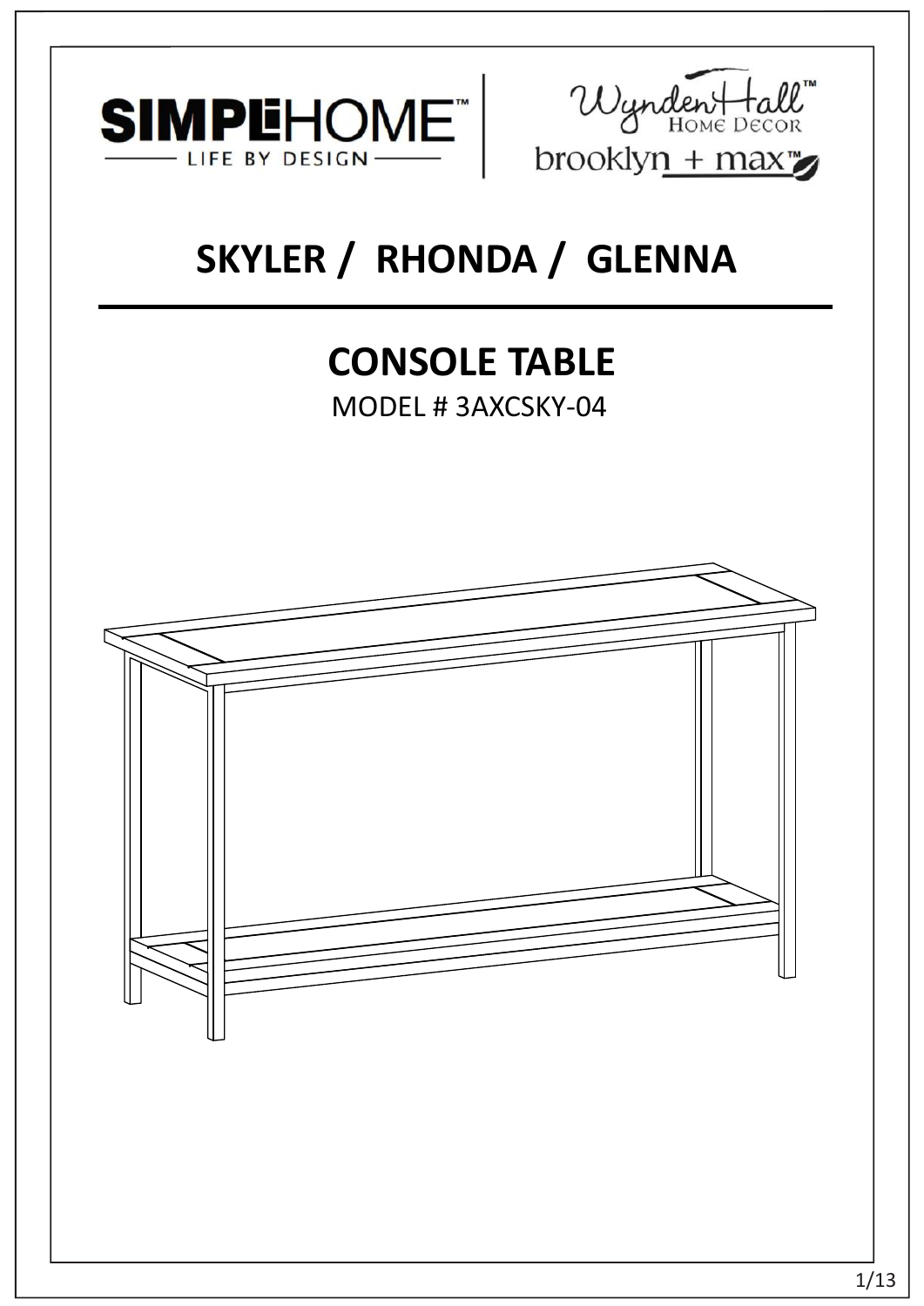SIMPLIHOME™
LIFE BY DESIGN

Wynden Hall™
HOME DECOR

brooklyn + max™

# SKYLER / RHONDA / GLENNA

## CONSOLE TABLE

MODEL # 3AXCSKY-04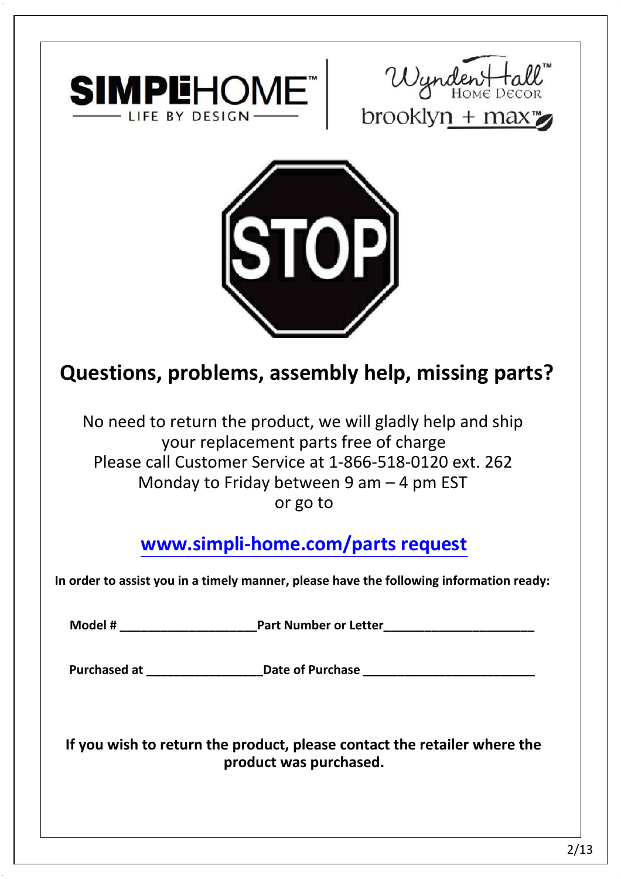SIMPLIHOME
LIFE BY DESIGN

Wyndenhall Home Decor

brooklyn + max

STOP

## Questions, problems, assembly help, missing parts?

No need to return the product, we will gladly help and ship your replacement parts free of charge
Please call Customer Service at 1-866-518-0120 ext. 262
Monday to Friday between 9 am – 4 pm EST
or go to

**www.simpli-home.com/parts request**

**In order to assist you in a timely manner, please have the following information ready:**

**Model # ____________________ Part Number or Letter______________________**

**Purchased at _________________ Date of Purchase _________________________**

**If you wish to return the product, please contact the retailer where the product was purchased.**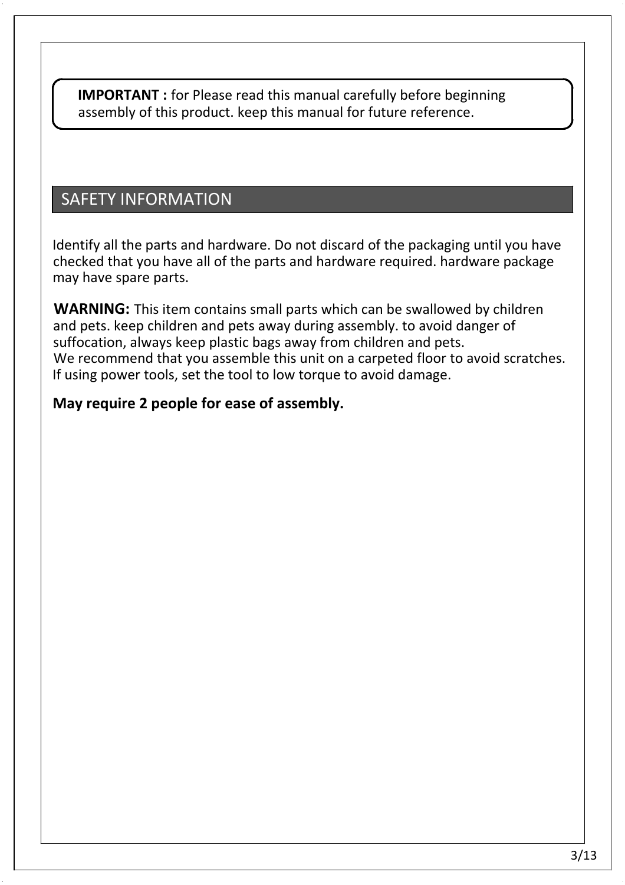**IMPORTANT :** for Please read this manual carefully before beginning assembly of this product. keep this manual for future reference.

## SAFETY INFORMATION

Identify all the parts and hardware. Do not discard of the packaging until you have checked that you have all of the parts and hardware required. hardware package may have spare parts.

**WARNING:** This item contains small parts which can be swallowed by children and pets. keep children and pets away during assembly. to avoid danger of suffocation, always keep plastic bags away from children and pets.
We recommend that you assemble this unit on a carpeted floor to avoid scratches.
If using power tools, set the tool to low torque to avoid damage.

**May require 2 people for ease of assembly.**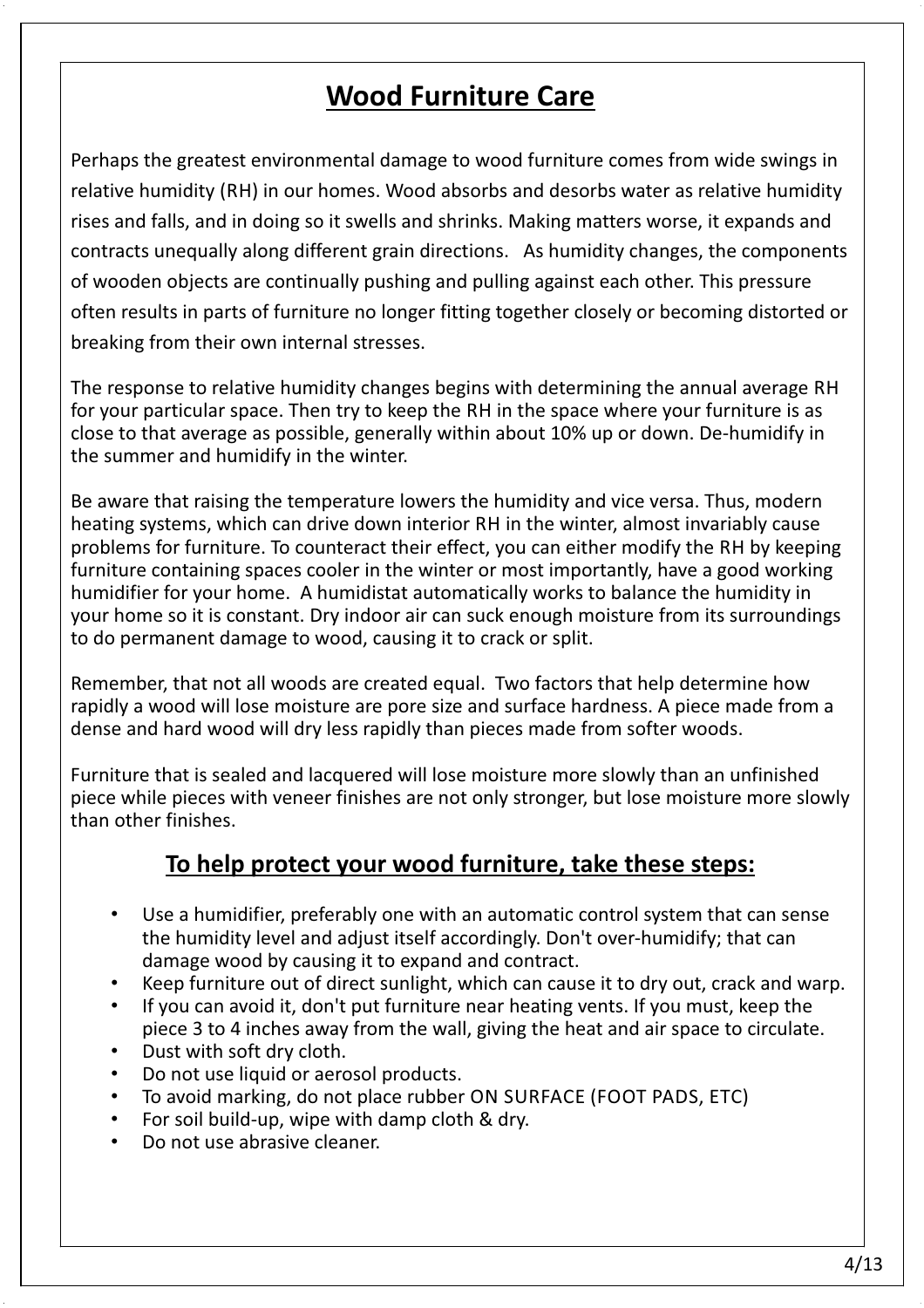# Wood Furniture Care

Perhaps the greatest environmental damage to wood furniture comes from wide swings in relative humidity (RH) in our homes. Wood absorbs and desorbs water as relative humidity rises and falls, and in doing so it swells and shrinks. Making matters worse, it expands and contracts unequally along different grain directions. As humidity changes, the components of wooden objects are continually pushing and pulling against each other. This pressure often results in parts of furniture no longer fitting together closely or becoming distorted or breaking from their own internal stresses.

The response to relative humidity changes begins with determining the annual average RH for your particular space. Then try to keep the RH in the space where your furniture is as close to that average as possible, generally within about 10% up or down. De-humidify in the summer and humidify in the winter.

Be aware that raising the temperature lowers the humidity and vice versa. Thus, modern heating systems, which can drive down interior RH in the winter, almost invariably cause problems for furniture. To counteract their effect, you can either modify the RH by keeping furniture containing spaces cooler in the winter or most importantly, have a good working humidifier for your home. A humidistat automatically works to balance the humidity in your home so it is constant. Dry indoor air can suck enough moisture from its surroundings to do permanent damage to wood, causing it to crack or split.

Remember, that not all woods are created equal. Two factors that help determine how rapidly a wood will lose moisture are pore size and surface hardness. A piece made from a dense and hard wood will dry less rapidly than pieces made from softer woods.

Furniture that is sealed and lacquered will lose moisture more slowly than an unfinished piece while pieces with veneer finishes are not only stronger, but lose moisture more slowly than other finishes.

## To help protect your wood furniture, take these steps:

- Use a humidifier, preferably one with an automatic control system that can sense the humidity level and adjust itself accordingly. Don't over-humidify; that can damage wood by causing it to expand and contract.
- Keep furniture out of direct sunlight, which can cause it to dry out, crack and warp.
- If you can avoid it, don't put furniture near heating vents. If you must, keep the piece 3 to 4 inches away from the wall, giving the heat and air space to circulate.
- Dust with soft dry cloth.
- Do not use liquid or aerosol products.
- To avoid marking, do not place rubber ON SURFACE (FOOT PADS, ETC)
- For soil build-up, wipe with damp cloth & dry.
- Do not use abrasive cleaner.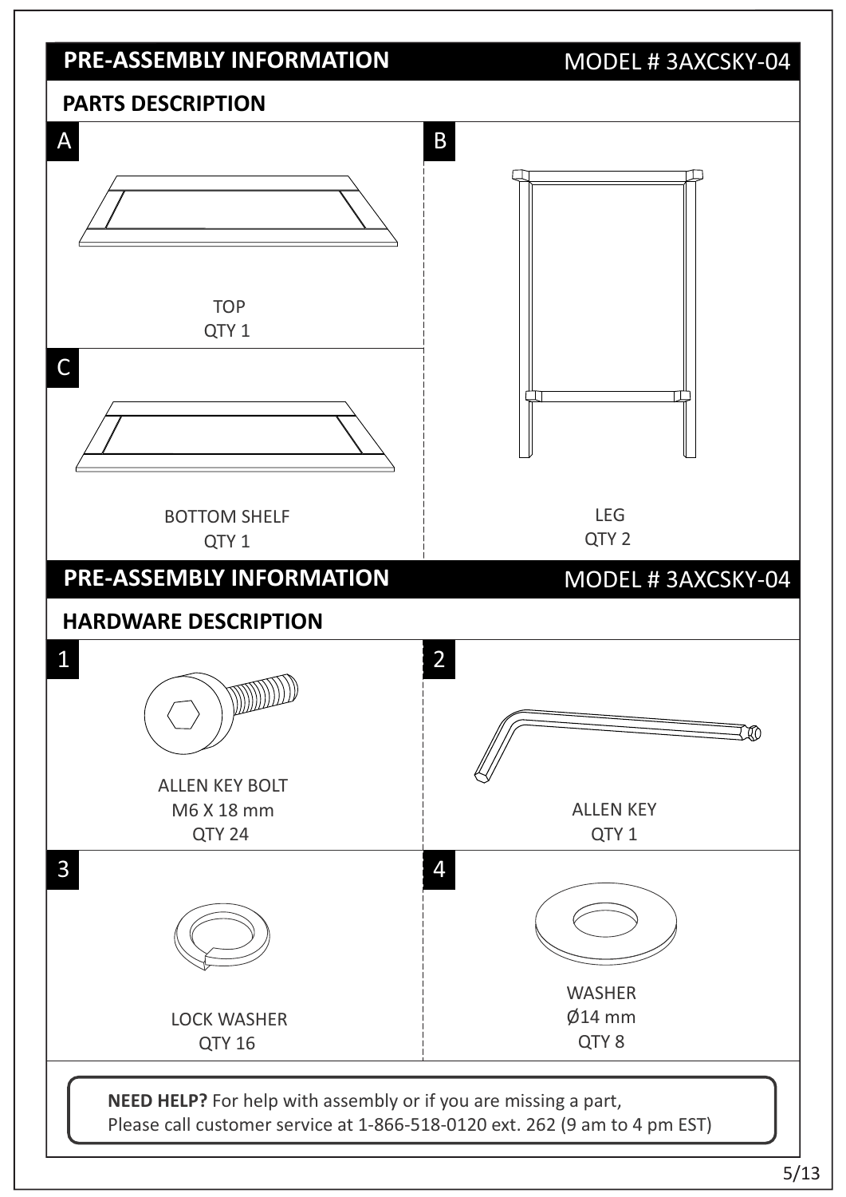## PRE-ASSEMBLY INFORMATION

MODEL # 3AXCSKY-04

### PARTS DESCRIPTION

**A**

TOP
QTY 1

**B**

LEG
QTY 2

**C**

BOTTOM SHELF
QTY 1

## PRE-ASSEMBLY INFORMATION

MODEL # 3AXCSKY-04

### HARDWARE DESCRIPTION

**1**

ALLEN KEY BOLT
M6 X 18 mm
QTY 24

**2**

ALLEN KEY
QTY 1

**3**

LOCK WASHER
QTY 16

**4**

WASHER
Ø14 mm
QTY 8

**NEED HELP?** For help with assembly or if you are missing a part,
Please call customer service at 1-866-518-0120 ext. 262 (9 am to 4 pm EST)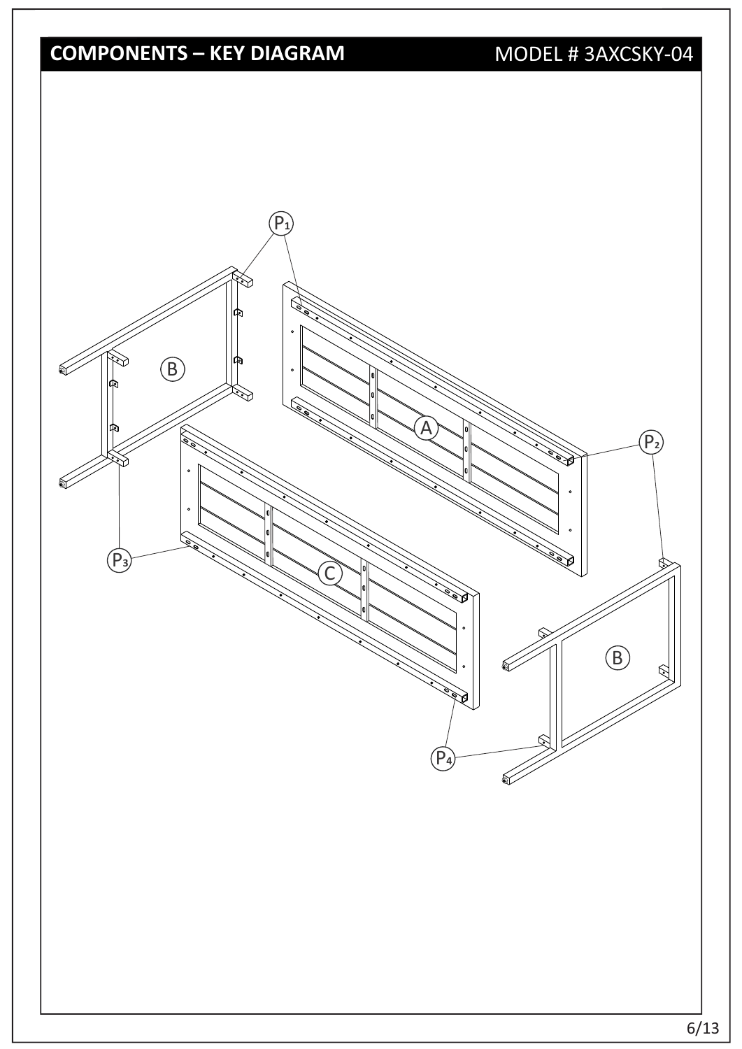# COMPONENTS – KEY DIAGRAM

MODEL # 3AXCSKY-04

$P_1$

B

A

$P_2$

$P_3$

C

B

$P_4$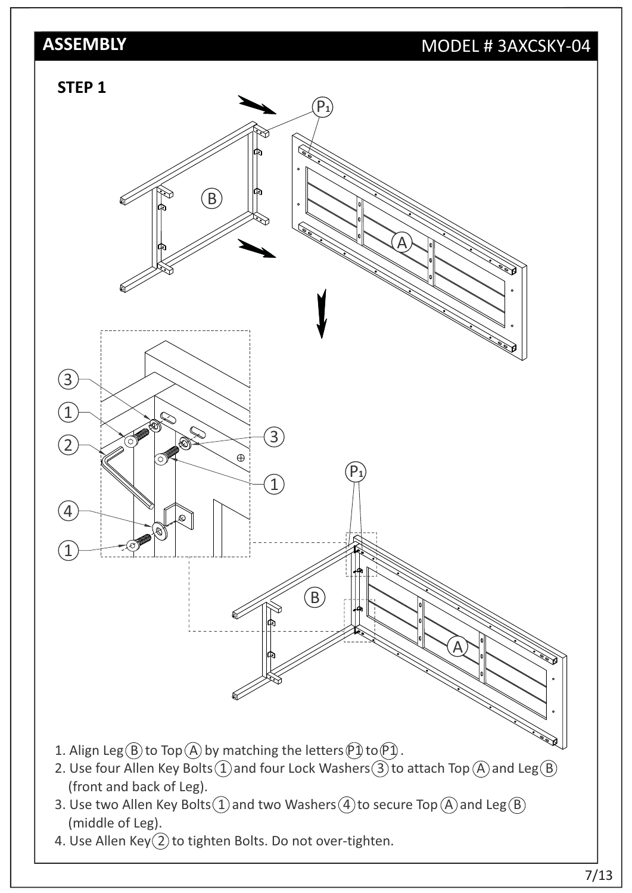## ASSEMBLY

MODEL # 3AXCSKY-04

### STEP 1

1. Align Leg (B) to Top (A) by matching the letters (P1) to (P1).
2. Use four Allen Key Bolts (1) and four Lock Washers (3) to attach Top (A) and Leg (B) (front and back of Leg).
3. Use two Allen Key Bolts (1) and two Washers (4) to secure Top (A) and Leg (B) (middle of Leg).
4. Use Allen Key (2) to tighten Bolts. Do not over-tighten.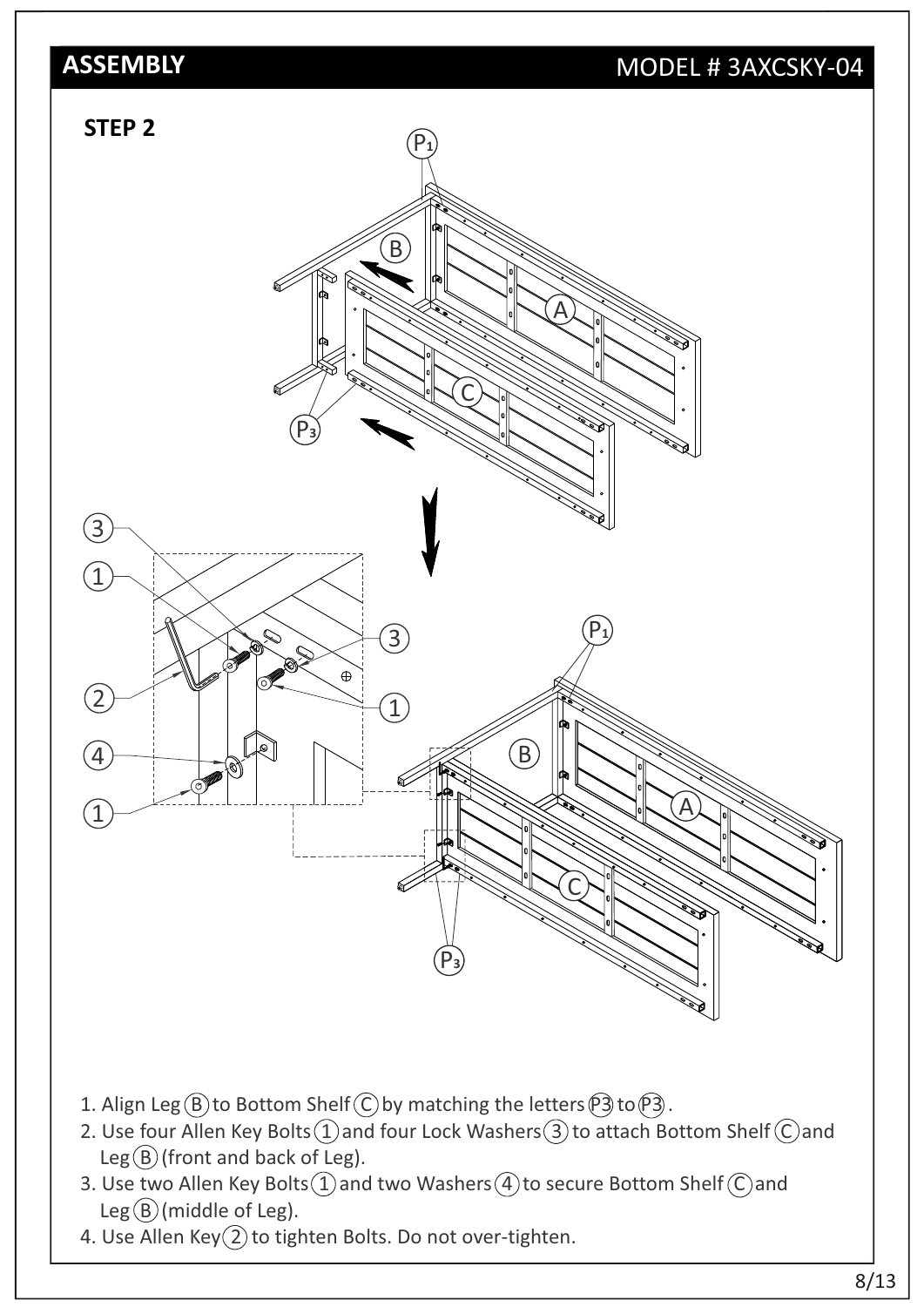## ASSEMBLY

MODEL # 3AXCSKY-04

**STEP 2**

1. Align Leg (B) to Bottom Shelf (C) by matching the letters (P3) to (P3).
2. Use four Allen Key Bolts (1) and four Lock Washers (3) to attach Bottom Shelf (C) and Leg (B) (front and back of Leg).
3. Use two Allen Key Bolts (1) and two Washers (4) to secure Bottom Shelf (C) and Leg (B) (middle of Leg).
4. Use Allen Key (2) to tighten Bolts. Do not over-tighten.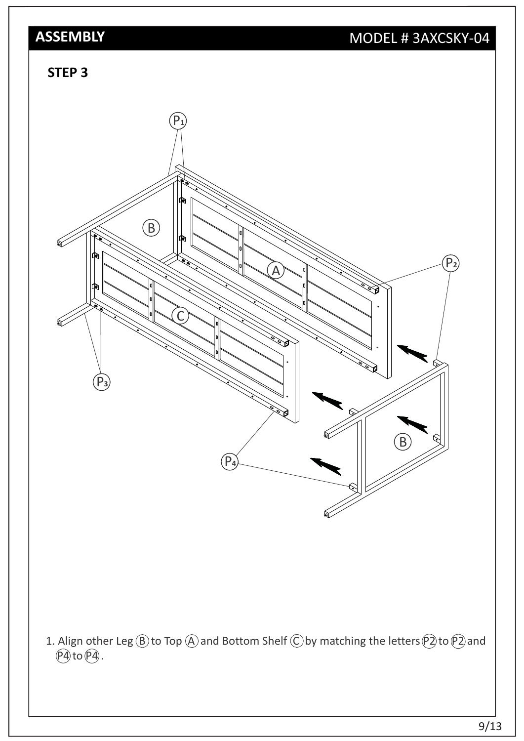## ASSEMBLY

MODEL # 3AXCSKY-04

### STEP 3

1. Align other Leg (B) to Top (A) and Bottom Shelf (C) by matching the letters (P2) to (P2) and (P4) to (P4).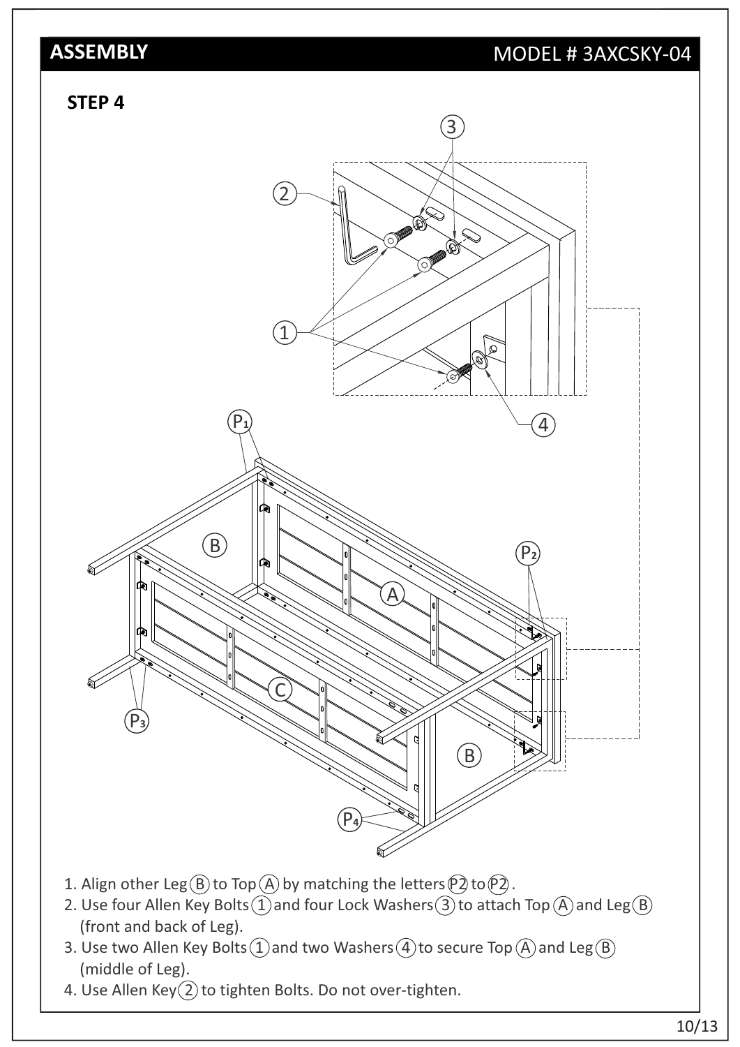## ASSEMBLY

MODEL # 3AXCSKY-04

### STEP 4

1. Align other Leg (B) to Top (A) by matching the letters (P2) to (P2).
2. Use four Allen Key Bolts (1) and four Lock Washers (3) to attach Top (A) and Leg (B) (front and back of Leg).
3. Use two Allen Key Bolts (1) and two Washers (4) to secure Top (A) and Leg (B) (middle of Leg).
4. Use Allen Key (2) to tighten Bolts. Do not over-tighten.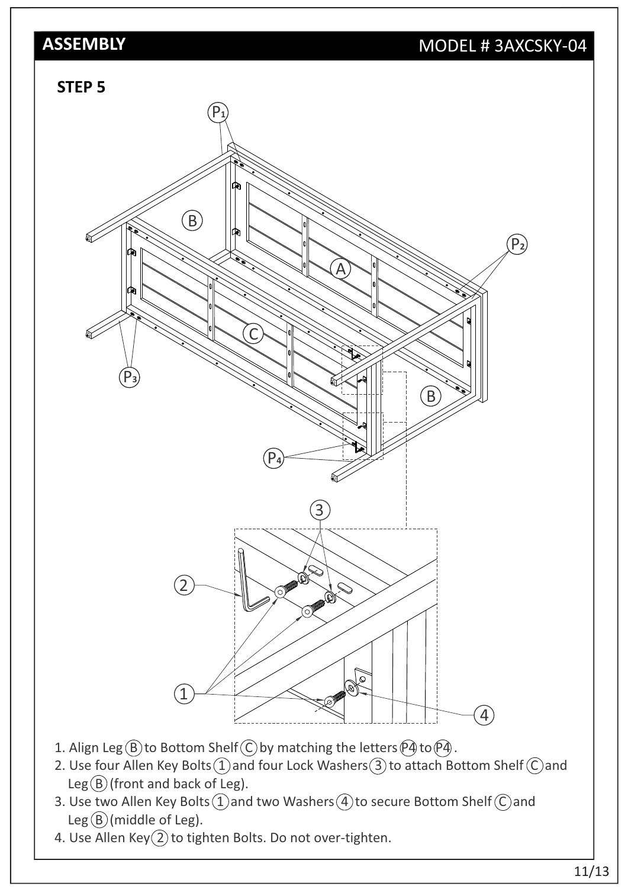## ASSEMBLY

MODEL # 3AXCSKY-04

### STEP 5

1. Align Leg (B) to Bottom Shelf (C) by matching the letters (P4) to (P4).
2. Use four Allen Key Bolts (1) and four Lock Washers (3) to attach Bottom Shelf (C) and Leg (B) (front and back of Leg).
3. Use two Allen Key Bolts (1) and two Washers (4) to secure Bottom Shelf (C) and Leg (B) (middle of Leg).
4. Use Allen Key (2) to tighten Bolts. Do not over-tighten.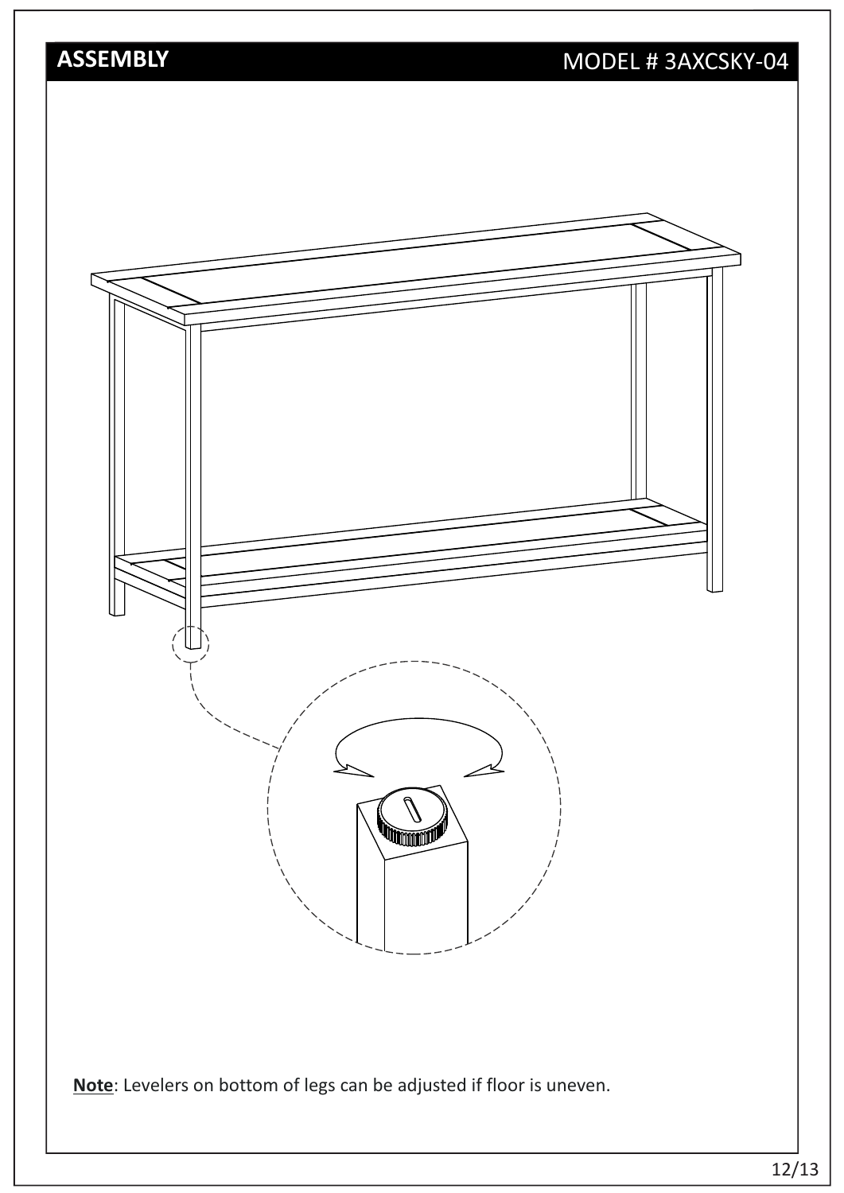## ASSEMBLY

MODEL # 3AXCSKY-04

**Note**: Levelers on bottom of legs can be adjusted if floor is uneven.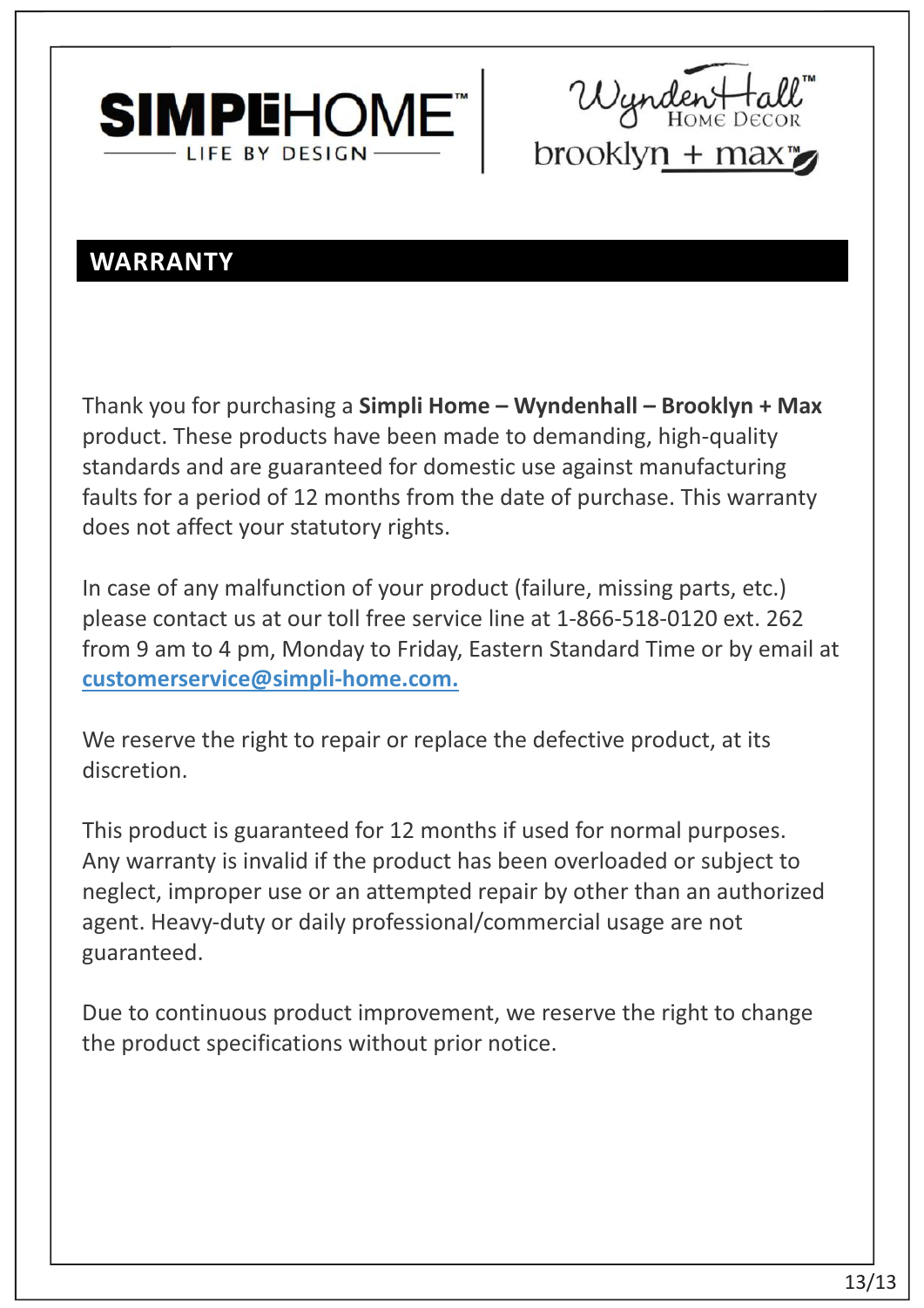## WARRANTY

Thank you for purchasing a **Simpli Home – Wyndenhall – Brooklyn + Max** product. These products have been made to demanding, high-quality standards and are guaranteed for domestic use against manufacturing faults for a period of 12 months from the date of purchase. This warranty does not affect your statutory rights.

In case of any malfunction of your product (failure, missing parts, etc.) please contact us at our toll free service line at 1-866-518-0120 ext. 262 from 9 am to 4 pm, Monday to Friday, Eastern Standard Time or by email at **customerservice@simpli-home.com.**

We reserve the right to repair or replace the defective product, at its discretion.

This product is guaranteed for 12 months if used for normal purposes. Any warranty is invalid if the product has been overloaded or subject to neglect, improper use or an attempted repair by other than an authorized agent. Heavy-duty or daily professional/commercial usage are not guaranteed.

Due to continuous product improvement, we reserve the right to change the product specifications without prior notice.